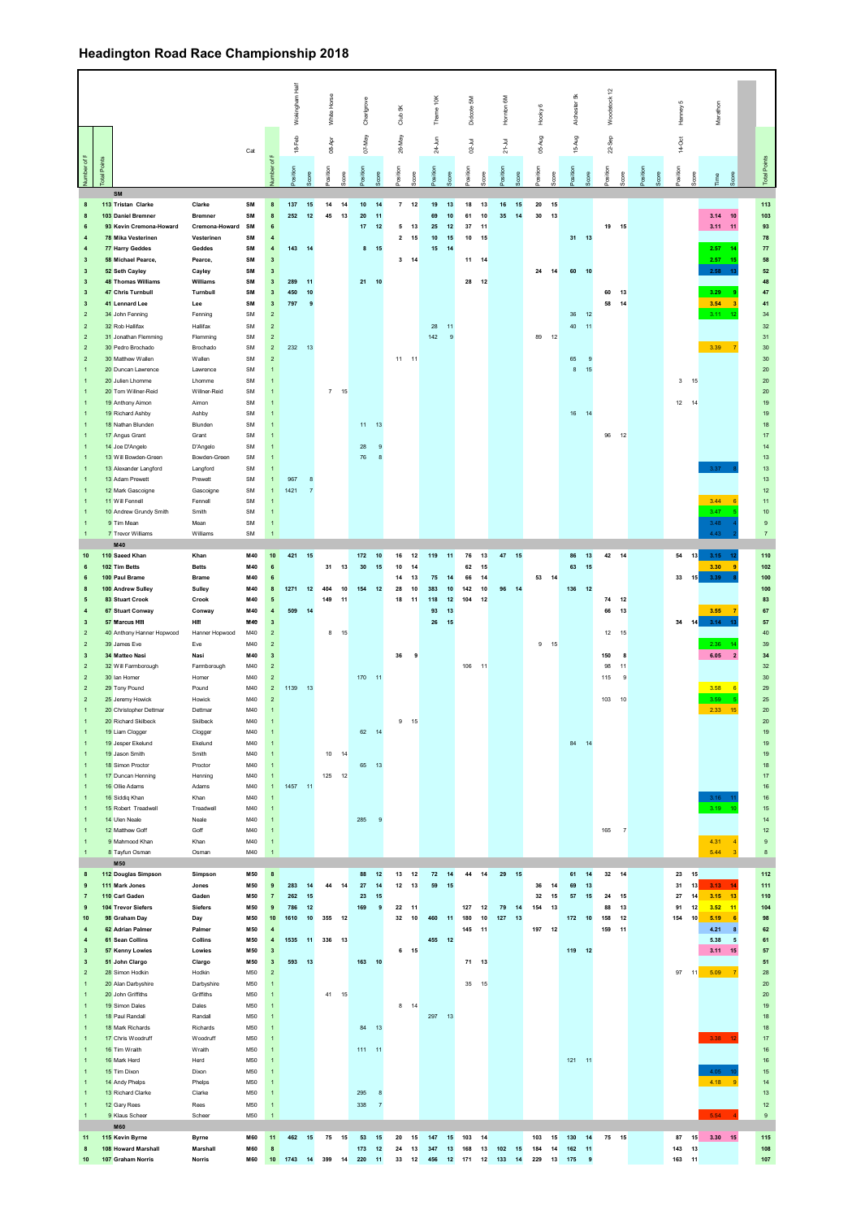# Headington Road Race Championship 2018

| Number of F | Total Points | | | Cat | Number of F | Wokingham Half 18-Feb | | White Horse 08-Apr | | Charlgrove 07-May | | Club 5K 26-May | | Thame 10K 24-Jun | | Didcot 5M 02-Jul | | Hornton 6M 21-Jul | | Hooky 6 05-Aug | | Alchester 5k 15-Aug | | Woodstock 12 22-Sep | | | | Henney 5 14-Oct | | Marathon | | Total Points |
|---|---|---|---|---|---|---|---|---|---|---|---|---|---|---|---|---|---|---|---|---|---|---|---|---|---|---|---|---|---|---|---|---|
| | | | | | | Position | Score | Position | Score | Position | Score | Position | Score | Position | Score | Position | Score | Position | Score | Position | Score | Position | Score | Position | Score | Position | Score | Position | Score | Time | Score | |
| | | **SM** | | | | | | | | | | | | | | | | | | | | | | | | | | | | | | |
| 8 | 113 | Tristan Clarke | Clarke | SM | 8 | 137 | 15 | 14 | 14 | 10 | 14 | 7 | 12 | 19 | 13 | 18 | 13 | 16 | 15 | 20 | 15 | | | | | | | | | | | 113 |
| 8 | 103 | Daniel Bremner | Bremner | SM | 8 | 252 | 12 | 45 | 13 | 20 | 11 | | | 69 | 10 | 61 | 10 | 35 | 14 | 30 | 13 | | | | | | | | | 3.14 | 10 | 103 |
| 6 | 93 | Kevin Cremona-Howard | Cremona-Howard | SM | 6 | | | | | 17 | 12 | 5 | 13 | 25 | 12 | 37 | 11 | | | | | | | 19 | 15 | | | | | 3.11 | 11 | 93 |
| 4 | 78 | Mika Vesterinen | Vesterinen | SM | 4 | | | | | | | 2 | 15 | 10 | 15 | 10 | 15 | | | | | 31 | 13 | | | | | | | | | 78 |
| 4 | 77 | Harry Geddes | Geddes | SM | 4 | 143 | 14 | | | 8 | 15 | | | 15 | 14 | | | | | | | | | | | | | | | 2.57 | 14 | 77 |
| 3 | 58 | Michael Pearce, | Pearce, | SM | 3 | | | | | | | 3 | 14 | | | 11 | 14 | | | | | | | | | | | | | 2.57 | 15 | 58 |
| 3 | 52 | Seth Cayley | Cayley | SM | 3 | | | | | | | | | | | | | | | 24 | 14 | 60 | 10 | | | | | | | 2.58 | 13 | 52 |
| 3 | 48 | Thomas Williams | Williams | SM | 3 | 289 | 11 | | | 21 | 10 | | | | | 28 | 12 | | | | | | | | | | | | | | | 48 |
| 3 | 47 | Chris Turnbull | Turnbull | SM | 3 | 450 | 10 | | | | | | | | | | | | | | | | | 60 | 13 | | | | | 3.29 | 9 | 47 |
| 3 | 41 | Lennard Lee | Lee | SM | 3 | 797 | 9 | | | | | | | | | | | | | | | | | 58 | 14 | | | | | 3.54 | 3 | 41 |
| 2 | 34 | John Fenning | Fenning | SM | 2 | | | | | | | | | | | | | | | | | 36 | 12 | | | | | | | 3.11 | 12 | 34 |
| 2 | 32 | Rob Hallifax | Hallifax | SM | 2 | | | | | | | | | 28 | 11 | | | | | | | 40 | 11 | | | | | | | | | 32 |
| 2 | 31 | Jonathan Flemming | Flemming | SM | 2 | | | | | | | | | 142 | 9 | | | | | 89 | 12 | | | | | | | | | | | 31 |
| 2 | 30 | Pedro Brochado | Brochado | SM | 2 | 232 | 13 | | | | | | | | | | | | | | | | | | | | | | | 3.39 | 7 | 30 |
| 2 | 30 | Matthew Wallen | Wallen | SM | 2 | | | | | | | 11 | 11 | | | | | | | | | 65 | 9 | | | | | | | | | 30 |
| 1 | 20 | Duncan Lawrence | Lawrence | SM | 1 | | | | | | | | | | | | | | | | | 8 | 15 | | | | | | | | | 20 |
| 1 | 20 | Julien Lhomme | Lhomme | SM | 1 | | | | | | | | | | | | | | | | | | | | | | | 3 | 15 | | | 20 |
| 1 | 20 | Tom Willner-Reid | Willner-Reid | SM | 1 | | | 7 | 15 | | | | | | | | | | | | | | | | | | | | | | | 20 |
| 1 | 19 | Anthony Aimon | Aimon | SM | 1 | | | | | | | | | | | | | | | | | | | | | | | 12 | 14 | | | 19 |
| 1 | 19 | Richard Ashby | Ashby | SM | 1 | | | | | | | | | | | | | | | | | 16 | 14 | | | | | | | | | 19 |
| 1 | 18 | Nathan Blunden | Blunden | SM | 1 | | | | | 11 | 13 | | | | | | | | | | | | | | | | | | | | | 18 |
| 1 | 17 | Angus Grant | Grant | SM | 1 | | | | | | | | | | | | | | | | | | | 96 | 12 | | | | | | | 17 |
| 1 | 14 | Joe D'Angelo | D'Angelo | SM | 1 | | | | | 28 | 9 | | | | | | | | | | | | | | | | | | | | | 14 |
| 1 | 13 | Will Bowden-Green | Bowden-Green | SM | 1 | | | | | 76 | 8 | | | | | | | | | | | | | | | | | | | | | 13 |
| 1 | 13 | Alexander Langford | Langford | SM | 1 | | | | | | | | | | | | | | | | | | | | | | | | | 3.37 | 8 | 13 |
| 1 | 13 | Adam Prewett | Prewett | SM | 1 | 967 | 8 | | | | | | | | | | | | | | | | | | | | | | | | | 13 |
| 1 | 12 | Mark Gascoigne | Gascoigne | SM | 1 | 1421 | 7 | | | | | | | | | | | | | | | | | | | | | | | | | 12 |
| 1 | 11 | Will Fennell | Fennell | SM | 1 | | | | | | | | | | | | | | | | | | | | | | | | | 3.44 | 6 | 11 |
| 1 | 10 | Andrew Grundy Smith | Smith | SM | 1 | | | | | | | | | | | | | | | | | | | | | | | | | 3.47 | 5 | 10 |
| 1 | 9 | Tim Mean | Mean | SM | 1 | | | | | | | | | | | | | | | | | | | | | | | | | 3.48 | 4 | 9 |
| 1 | 7 | Trevor Williams | Williams | SM | 1 | | | | | | | | | | | | | | | | | | | | | | | | | 4.43 | 2 | 7 |
| | | **M40** | | | | | | | | | | | | | | | | | | | | | | | | | | | | | | |
| 10 | 110 | Saeed Khan | Khan | M40 | 10 | 421 | 15 | | | 172 | 10 | 16 | 12 | 119 | 11 | 76 | 13 | 47 | 15 | | | 86 | 13 | 42 | 14 | | | 54 | 13 | 3.15 | 12 | 110 |
| 6 | 102 | Tim Betts | Betts | M40 | 6 | | | 31 | 13 | 30 | 15 | 10 | 14 | | | 62 | 15 | | | | | 63 | 15 | | | | | | | 3.30 | 9 | 102 |
| 6 | 100 | Paul Brame | Brame | M40 | 6 | | | | | | | 14 | 13 | 75 | 14 | 66 | 14 | | | 53 | 14 | | | | | | | 33 | 15 | 3.39 | 8 | 100 |
| 8 | 100 | Andrew Sulley | Sulley | M40 | 8 | 1271 | 12 | 404 | 10 | 154 | 12 | 28 | 10 | 383 | 10 | 142 | 10 | 96 | 14 | | | 136 | 12 | | | | | | | | | 100 |
| 5 | 83 | Stuart Crook | Crook | M40 | 5 | | | 149 | 11 | | | 18 | 11 | 118 | 12 | 104 | 12 | | | | | | | 74 | 12 | | | | | | | 83 |
| 4 | 67 | Stuart Conway | Conway | M40 | 4 | 509 | 14 | | | | | | | 93 | 13 | | | | | | | | | 66 | 13 | | | | | 3.55 | 7 | 67 |
| 3 | 57 | Marcus Hill | Hill | M40 | 3 | | | | | | | | | 26 | 15 | | | | | | | | | | | | | 34 | 14 | 3.14 | 13 | 57 |
| 2 | 40 | Anthony Hanner Hopwood | Hanner Hopwood | M40 | 2 | | | 8 | 15 | | | | | | | | | | | | | | | 12 | 15 | | | | | | | 40 |
| 2 | 39 | James Eve | Eve | M40 | 2 | | | | | | | | | | | | | | | 9 | 15 | | | | | | | | | 2.36 | 14 | 39 |
| 3 | 34 | Matteo Nasi | Nasi | M40 | 3 | | | | | | | 36 | 9 | | | | | | | | | | | 150 | 8 | | | | | 6.05 | 2 | 34 |
| 2 | 32 | Will Farmborough | Farmborough | M40 | 2 | | | | | | | | | | | 106 | 11 | | | | | | | 98 | 11 | | | | | | | 32 |
| 2 | 30 | Ian Homer | Homer | M40 | 2 | | | | | 170 | 11 | | | | | | | | | | | | | 115 | 9 | | | | | | | 30 |
| 2 | 29 | Tony Pound | Pound | M40 | 2 | 1139 | 13 | | | | | | | | | | | | | | | | | | | | | | | 3.58 | 6 | 29 |
| 2 | 25 | Jeremy Howick | Howick | M40 | 2 | | | | | | | | | | | | | | | | | | | 103 | 10 | | | | | 3.59 | 5 | 25 |
| 1 | 20 | Christopher Dettmar | Dettmar | M40 | 1 | | | | | | | | | | | | | | | | | | | | | | | | | 2.33 | 15 | 20 |
| 1 | 20 | Richard Skilbeck | Skilbeck | M40 | 1 | | | | | | | 9 | 15 | | | | | | | | | | | | | | | | | | | 20 |
| 1 | 19 | Liam Clogger | Clogger | M40 | 1 | | | | | 62 | 14 | | | | | | | | | | | | | | | | | | | | | 19 |
| 1 | 19 | Jesper Ekelund | Ekelund | M40 | 1 | | | | | | | | | | | | | | | | | 84 | 14 | | | | | | | | | 19 |
| 1 | 19 | Jason Smith | Smith | M40 | 1 | | | 10 | 14 | | | | | | | | | | | | | | | | | | | | | | | 19 |
| 1 | 18 | Simon Proctor | Proctor | M40 | 1 | | | | | 65 | 13 | | | | | | | | | | | | | | | | | | | | | 18 |
| 1 | 17 | Duncan Henning | Henning | M40 | 1 | | | 125 | 12 | | | | | | | | | | | | | | | | | | | | | | | 17 |
| 1 | 16 | Ollie Adams | Adams | M40 | 1 | 1457 | 11 | | | | | | | | | | | | | | | | | | | | | | | | | 16 |
| 1 | 16 | Siddiq Khan | Khan | M40 | 1 | | | | | | | | | | | | | | | | | | | | | | | | | 3.16 | 11 | 16 |
| 1 | 15 | Robert Treadwell | Treadwell | M40 | 1 | | | | | | | | | | | | | | | | | | | | | | | | | 3.19 | 10 | 15 |
| 1 | 14 | Ulen Neale | Neale | M40 | 1 | | | | | 285 | 9 | | | | | | | | | | | | | | | | | | | | | 14 |
| 1 | 12 | Matthew Goff | Goff | M40 | 1 | | | | | | | | | | | | | | | | | | | 165 | 7 | | | | | | | 12 |
| 1 | 9 | Mahmood Khan | Khan | M40 | 1 | | | | | | | | | | | | | | | | | | | | | | | | | 4.31 | 4 | 9 |
| 1 | 8 | Tayfun Osman | Osman | M40 | 1 | | | | | | | | | | | | | | | | | | | | | | | | | 5.44 | 3 | 8 |
| | | **M50** | | | | | | | | | | | | | | | | | | | | | | | | | | | | | | |
| 8 | 112 | Douglas Simpson | Simpson | M50 | 8 | | | | | 88 | 12 | 13 | 12 | 72 | 14 | 44 | 14 | 29 | 15 | | | 61 | 14 | 32 | 14 | | | 23 | 15 | | | 112 |
| 9 | 111 | Mark Jones | Jones | M50 | 9 | 283 | 14 | 44 | 14 | 27 | 14 | 12 | 13 | 59 | 15 | | | | | 36 | 14 | 69 | 13 | | | | | 31 | 13 | 3.13 | 14 | 111 |
| 7 | 110 | Carl Gaden | Gaden | M50 | 7 | 262 | 15 | | | 23 | 15 | | | | | | | | | 32 | 15 | 57 | 15 | 24 | 15 | | | 27 | 14 | 3.15 | 13 | 110 |
| 9 | 104 | Trevor Siefers | Siefers | M50 | 9 | 786 | 12 | | | 169 | 9 | 22 | 11 | | | 127 | 12 | 79 | 14 | 154 | 13 | | | 88 | 13 | | | 91 | 12 | 3.52 | 11 | 104 |
| 10 | 98 | Graham Day | Day | M50 | 10 | 1610 | 10 | 355 | 12 | | | 32 | 10 | 460 | 11 | 180 | 10 | 127 | 13 | | | 172 | 10 | 158 | 12 | | | 154 | 10 | 5.19 | 6 | 98 |
| 4 | 62 | Adrian Palmer | Palmer | M50 | 4 | | | | | | | | | | | 145 | 11 | | | 197 | 12 | | | 159 | 11 | | | | | 4.21 | 8 | 62 |
| 4 | 61 | Sean Collins | Collins | M50 | 4 | 1535 | 11 | 336 | 13 | | | | | 455 | 12 | | | | | | | | | | | | | | | 5.38 | 5 | 61 |
| 3 | 57 | Kenny Lowles | Lowles | M50 | 3 | | | | | | | 6 | 15 | | | | | | | | | 119 | 12 | | | | | | | 3.11 | 15 | 57 |
| 3 | 51 | John Clargo | Clargo | M50 | 3 | 593 | 13 | | | 163 | 10 | | | | | 71 | 13 | | | | | | | | | | | | | | | 51 |
| 2 | 28 | Simon Hodkin | Hodkin | M50 | 2 | | | | | | | | | | | | | | | | | | | | | | | 97 | 11 | 5.09 | 7 | 28 |
| 1 | 20 | Alan Darbyshire | Darbyshire | M50 | 1 | | | | | | | | | | | 35 | 15 | | | | | | | | | | | | | | | 20 |
| 1 | 20 | John Griffiths | Griffiths | M50 | 1 | | | 41 | 15 | | | | | | | | | | | | | | | | | | | | | | | 20 |
| 1 | 19 | Simon Dales | Dales | M50 | 1 | | | | | | | 8 | 14 | | | | | | | | | | | | | | | | | | | 19 |
| 1 | 18 | Paul Randall | Randall | M50 | 1 | | | | | | | | | 297 | 13 | | | | | | | | | | | | | | | | | 18 |
| 1 | 18 | Mark Richards | Richards | M50 | 1 | | | | | 84 | 13 | | | | | | | | | | | | | | | | | | | | | 18 |
| 1 | 17 | Chris Woodruff | Woodruff | M50 | 1 | | | | | | | | | | | | | | | | | | | | | | | | | 3.38 | 12 | 17 |
| 1 | 16 | Tim Wraith | Wraith | M50 | 1 | | | | | 111 | 11 | | | | | | | | | | | | | | | | | | | | | 16 |
| 1 | 16 | Mark Herd | Herd | M50 | 1 | | | | | | | | | | | | | | | | | 121 | 11 | | | | | | | | | 16 |
| 1 | 15 | Tim Dixon | Dixon | M50 | 1 | | | | | | | | | | | | | | | | | | | | | | | | | 4.05 | 10 | 15 |
| 1 | 14 | Andy Phelps | Phelps | M50 | 1 | | | | | | | | | | | | | | | | | | | | | | | | | 4.18 | 9 | 14 |
| 1 | 13 | Richard Clarke | Clarke | M50 | 1 | | | | | 295 | 8 | | | | | | | | | | | | | | | | | | | | | 13 |
| 1 | 12 | Gary Rees | Rees | M50 | 1 | | | | | 338 | 7 | | | | | | | | | | | | | | | | | | | | | 12 |
| 1 | 9 | Klaus Scheer | Scheer | M50 | 1 | | | | | | | | | | | | | | | | | | | | | | | | | 5.54 | 4 | 9 |
| | | **M60** | | | | | | | | | | | | | | | | | | | | | | | | | | | | | | |
| 11 | 115 | Kevin Byrne | Byrne | M60 | 11 | 462 | 15 | 75 | 15 | 53 | 15 | 20 | 15 | 147 | 15 | 103 | 14 | | | 103 | 15 | 130 | 14 | 75 | 15 | | | 87 | 15 | 3.30 | 15 | 115 |
| 8 | 108 | Howard Marshall | Marshall | M60 | 8 | | | | | 173 | 12 | 24 | 13 | 347 | 13 | 168 | 13 | 102 | 15 | 184 | 14 | 162 | 11 | | | | | 143 | 13 | | | 108 |
| 10 | 107 | Graham Norris | Norris | M60 | 10 | 1743 | 14 | 399 | 14 | 220 | 11 | 33 | 12 | 456 | 12 | 171 | 12 | 133 | 14 | 229 | 13 | 175 | 9 | | | | | 163 | 11 | | | 107 |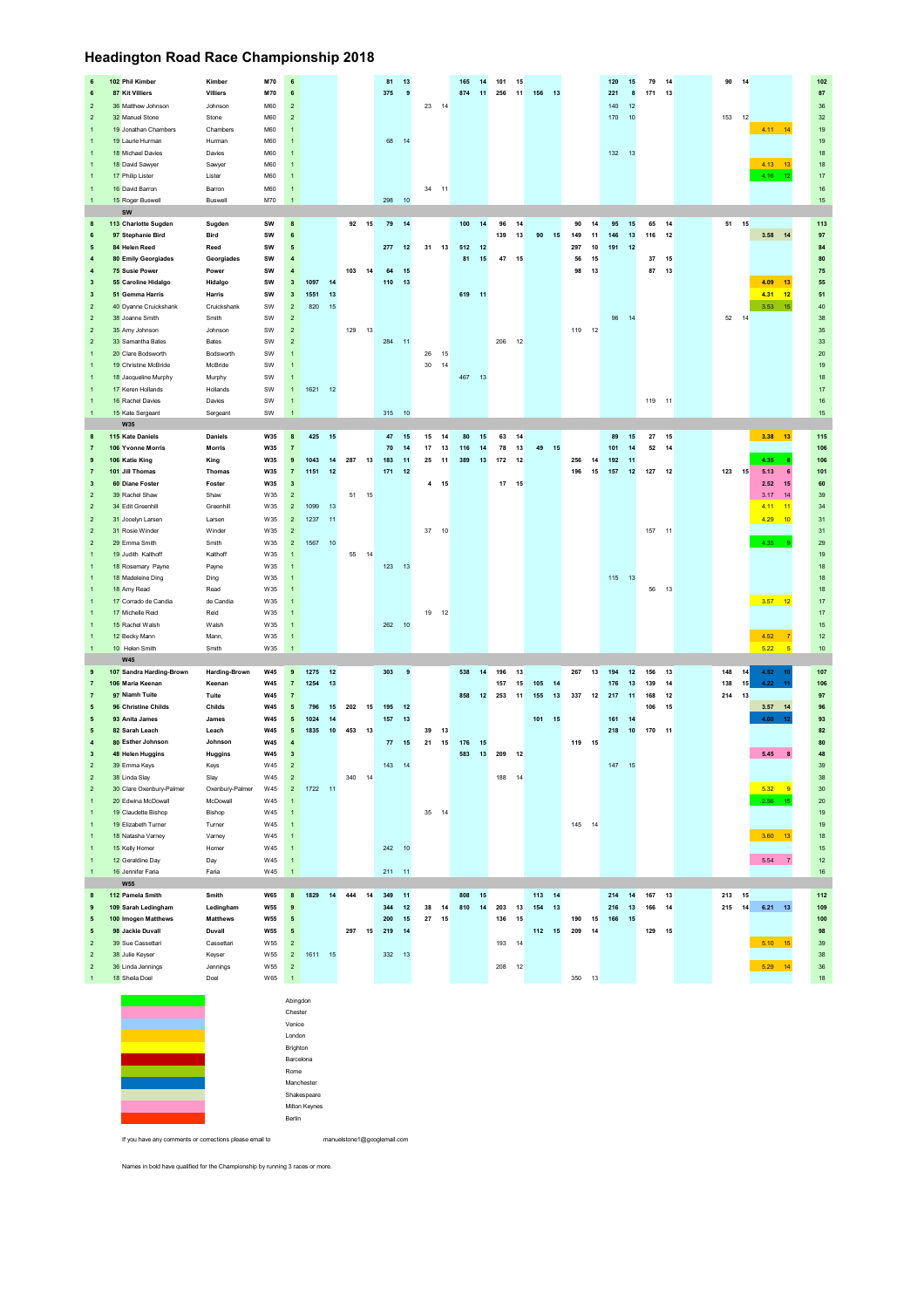# Headington Road Race Championship 2018

| | | | | | | | | | | | | | | | | | | | | | | | | | | | | | |
|---|---|---|---|---|---|---|---|---|---|---|---|---|---|---|---|---|---|---|---|---|---|---|---|---|---|---|---|---|---|
| 6 | 102 Phil Kimber | Kimber | M70 | 6 | | | | | 81 | 13 | | | 165 | 14 | 101 | 15 | | | | | 120 | 15 | 79 | 14 | 90 | 14 | | | 102 |
| 6 | 87 Kit Villiers | Villiers | M70 | 6 | | | | | 375 | 9 | | | 874 | 11 | 256 | 11 | 156 | 13 | | | 221 | 8 | 171 | 13 | | | | | 87 |
| 2 | 36 Matthew Johnson | Johnson | M60 | 2 | | | | | | | 23 | 14 | | | | | | | | | 140 | 12 | | | | | | | 36 |
| 2 | 32 Manuel Stone | Stone | M60 | 2 | | | | | | | | | | | | | | | | | 170 | 10 | | | 153 | 12 | | | 32 |
| 1 | 19 Jonathan Chambers | Chambers | M60 | 1 | | | | | | | | | | | | | | | | | | | | | | | 4.11 | 14 | 19 |
| 1 | 19 Laurie Hurman | Hurman | M60 | 1 | | | | | 68 | 14 | | | | | | | | | | | | | | | | | | | 19 |
| 1 | 18 Michael Davies | Davies | M60 | 1 | | | | | | | | | | | | | | | | | 132 | 13 | | | | | | | 18 |
| 1 | 18 David Sawyer | Sawyer | M60 | 1 | | | | | | | | | | | | | | | | | | | | | | | 4.13 | 13 | 18 |
| 1 | 17 Philip Lister | Lister | M60 | 1 | | | | | | | | | | | | | | | | | | | | | | | 4.16 | 12 | 17 |
| 1 | 16 David Barron | Barron | M60 | 1 | | | | | | | 34 | 11 | | | | | | | | | | | | | | | | | 16 |
| 1 | 15 Roger Buswell | Buswell | M70 | 1 | | | | | 298 | 10 | | | | | | | | | | | | | | | | | | | 15 |
| | SW | | | | | | | | | | | | | | | | | | | | | | | | | | | | |
| 8 | 113 Charlotte Sugden | Sugden | SW | 8 | | | 92 | 15 | 79 | 14 | | | 100 | 14 | 96 | 14 | | | 90 | 14 | 95 | 15 | 65 | 14 | 51 | 15 | | | 113 |
| 6 | 97 Stephanie Bird | Bird | SW | 6 | | | | | | | | | | | 139 | 13 | 90 | 15 | 149 | 11 | 146 | 13 | 116 | 12 | | | 3.58 | 14 | 97 |
| 5 | 84 Helen Reed | Reed | SW | 5 | | | | | 277 | 12 | 31 | 13 | 512 | 12 | | | | | 297 | 10 | 191 | 12 | | | | | | | 84 |
| 4 | 80 Emily Georgiades | Georgiades | SW | 4 | | | | | | | | | 81 | 15 | 47 | 15 | | | 56 | 15 | | | 37 | 15 | | | | | 80 |
| 4 | 75 Susie Power | Power | SW | 4 | | | 103 | 14 | 64 | 15 | | | | | | | | | 98 | 13 | | | 87 | 13 | | | | | 75 |
| 3 | 55 Caroline Hidalgo | Hidalgo | SW | 3 | 1097 | 14 | | | 110 | 13 | | | | | | | | | | | | | | | | | 4.09 | 13 | 55 |
| 3 | 51 Gemma Harris | Harris | SW | 3 | 1551 | 13 | | | | | | | 619 | 11 | | | | | | | | | | | | | 4.31 | 12 | 51 |
| 2 | 40 Dyanne Cruickshank | Cruickshank | SW | 2 | 820 | 15 | | | | | | | | | | | | | | | | | | | | | 3.53 | 15 | 40 |
| 2 | 38 Joanne Smith | Smith | SW | 2 | | | | | | | | | | | | | | | | | 96 | 14 | | | 52 | 14 | | | 38 |
| 2 | 35 Amy Johnson | Johnson | SW | 2 | | | 129 | 13 | | | | | | | | | | | 119 | 12 | | | | | | | | | 35 |
| 2 | 33 Samantha Bates | Bates | SW | 2 | | | | | 284 | 11 | | | | | 206 | 12 | | | | | | | | | | | | | 33 |
| 1 | 20 Clare Bodsworth | Bodsworth | SW | 1 | | | | | | | 26 | 15 | | | | | | | | | | | | | | | | | 20 |
| 1 | 19 Christine McBride | McBride | SW | 1 | | | | | | | 30 | 14 | | | | | | | | | | | | | | | | | 19 |
| 1 | 18 Jacqueline Murphy | Murphy | SW | 1 | | | | | | | | | 467 | 13 | | | | | | | | | | | | | | | 18 |
| 1 | 17 Keren Hollands | Hollands | SW | 1 | 1621 | 12 | | | | | | | | | | | | | | | | | | | | | | | 17 |
| 1 | 16 Rachel Davies | Davies | SW | 1 | | | | | | | | | | | | | | | | | | | 119 | 11 | | | | | 16 |
| 1 | 15 Kate Sergeant | Sergeant | SW | 1 | | | | | 315 | 10 | | | | | | | | | | | | | | | | | | | 15 |
| | W35 | | | | | | | | | | | | | | | | | | | | | | | | | | | | |
| 8 | 115 Kate Daniels | Daniels | W35 | 8 | 425 | 15 | | | 47 | 15 | 15 | 14 | 80 | 15 | 63 | 14 | | | | | 89 | 15 | 27 | 15 | | | 3.38 | 13 | 115 |
| 7 | 106 Yvonne Morris | Morris | W35 | 7 | | | | | 70 | 14 | 17 | 13 | 116 | 14 | 78 | 13 | 49 | 15 | | | 101 | 14 | 52 | 14 | | | | | 106 |
| 9 | 106 Katie King | King | W35 | 9 | 1043 | 14 | 287 | 13 | 183 | 11 | 25 | 11 | 389 | 13 | 172 | 12 | | | 256 | 14 | 192 | 11 | | | | | 4.35 | 8 | 106 |
| 7 | 101 Jill Thomas | Thomas | W35 | 7 | 1151 | 12 | | | 171 | 12 | | | | | | | | | 196 | 15 | 157 | 12 | 127 | 12 | 123 | 15 | 5.13 | 6 | 101 |
| 3 | 60 Diane Foster | Foster | W35 | 3 | | | | | | | 4 | 15 | | | 17 | 15 | | | | | | | | | | | 2.52 | 15 | 60 |
| 2 | 39 Rachel Shaw | Shaw | W35 | 2 | | | 51 | 15 | | | | | | | | | | | | | | | | | | | 3.17 | 14 | 39 |
| 2 | 34 Edit Greenhill | Greenhill | W35 | 2 | 1099 | 13 | | | | | | | | | | | | | | | | | | | | | 4.11 | 11 | 34 |
| 2 | 31 Jocelyn Larsen | Larsen | W35 | 2 | 1237 | 11 | | | | | | | | | | | | | | | | | | | | | 4.29 | 10 | 31 |
| 2 | 31 Rosie Winder | Winder | W35 | 2 | | | | | | | 37 | 10 | | | | | | | | | | | 157 | 11 | | | | | 31 |
| 2 | 29 Emma Smith | Smith | W35 | 2 | 1567 | 10 | | | | | | | | | | | | | | | | | | | | | 4.35 | 9 | 29 |
| 1 | 19 Judith Kalthoff | Kalthoff | W35 | 1 | | | 55 | 14 | | | | | | | | | | | | | | | | | | | | | 19 |
| 1 | 18 Rosemary Payne | Payne | W35 | 1 | | | | | 123 | 13 | | | | | | | | | | | | | | | | | | | 18 |
| 1 | 18 Madeleine Ding | Ding | W35 | 1 | | | | | | | | | | | | | | | | | 115 | 13 | | | | | | | 18 |
| 1 | 18 Amy Read | Read | W35 | 1 | | | | | | | | | | | | | | | | | | | 56 | 13 | | | | | 18 |
| 1 | 17 Corrado de Candia | de Candia | W35 | 1 | | | | | | | | | | | | | | | | | | | | | | | 3.57 | 12 | 17 |
| 1 | 17 Michelle Reid | Reid | W35 | 1 | | | | | | | 19 | 12 | | | | | | | | | | | | | | | | | 17 |
| 1 | 15 Rachel Walsh | Walsh | W35 | 1 | | | | | 262 | 10 | | | | | | | | | | | | | | | | | | | 15 |
| 1 | 12 Becky Mann | Mann, | W35 | 1 | | | | | | | | | | | | | | | | | | | | | | | 4.52 | 7 | 12 |
| 1 | 10 Helen Smith | Smith | W35 | 1 | | | | | | | | | | | | | | | | | | | | | | | 5.22 | 5 | 10 |
| | W45 | | | | | | | | | | | | | | | | | | | | | | | | | | | | |
| 9 | 107 Sandra Harding-Brown | Harding-Brown | W45 | 9 | 1275 | 12 | | | 303 | 9 | | | 538 | 14 | 196 | 13 | | | 267 | 13 | 194 | 12 | 156 | 13 | 148 | 14 | 4.52 | 10 | 107 |
| 7 | 106 Maria Keenan | Keenan | W45 | 7 | 1254 | 13 | | | | | | | | | 157 | 15 | 105 | 14 | | | 176 | 13 | 139 | 14 | 138 | 15 | 4.22 | 11 | 106 |
| 7 | 97 Niamh Tuite | Tuite | W45 | 7 | | | | | | | | | 858 | 12 | 253 | 11 | 155 | 13 | 337 | 12 | 217 | 11 | 168 | 12 | 214 | 13 | | | 97 |
| 5 | 96 Christine Childs | Childs | W45 | 5 | 796 | 15 | 202 | 15 | 195 | 12 | | | | | | | | | | | | | 106 | 15 | | | 3.57 | 14 | 96 |
| 5 | 93 Anita James | James | W45 | 5 | 1024 | 14 | | | 157 | 13 | | | | | | | 101 | 15 | | | 161 | 14 | | | | | 4.00 | 12 | 93 |
| 5 | 82 Sarah Leach | Leach | W45 | 5 | 1835 | 10 | 453 | 13 | | | 39 | 13 | | | | | | | | | 218 | 10 | 170 | 11 | | | | | 82 |
| 4 | 80 Esther Johnson | Johnson | W45 | 4 | | | | | 77 | 15 | 21 | 15 | 176 | 15 | | | | | 119 | 15 | | | | | | | | | 80 |
| 3 | 48 Helen Huggins | Huggins | W45 | 3 | | | | | | | | | 583 | 13 | 209 | 12 | | | | | | | | | | | 5.45 | 8 | 48 |
| 2 | 39 Emma Keys | Keys | W45 | 2 | | | | | 143 | 14 | | | | | | | | | | | 147 | 15 | | | | | | | 39 |
| 2 | 38 Linda Slay | Slay | W45 | 2 | | | 340 | 14 | | | | | | | 188 | 14 | | | | | | | | | | | | | 38 |
| 2 | 30 Clare Oxenbury-Palmer | Oxenbury-Palmer | W45 | 2 | 1722 | 11 | | | | | | | | | | | | | | | | | | | | | 5.32 | 9 | 30 |
| 1 | 20 Edwina McDowall | McDowall | W45 | 1 | | | | | | | | | | | | | | | | | | | | | | | 2.56 | 15 | 20 |
| 1 | 19 Claudette Bishop | Bishop | W45 | 1 | | | | | | | 35 | 14 | | | | | | | | | | | | | | | | | 19 |
| 1 | 19 Elizabeth Turner | Turner | W45 | 1 | | | | | | | | | | | | | | | 145 | 14 | | | | | | | | | 19 |
| 1 | 18 Natasha Varney | Varney | W45 | 1 | | | | | | | | | | | | | | | | | | | | | | | 3.60 | 13 | 18 |
| 1 | 15 Kelly Homer | Homer | W45 | 1 | | | | | 242 | 10 | | | | | | | | | | | | | | | | | | | 15 |
| 1 | 12 Geraldine Day | Day | W45 | 1 | | | | | | | | | | | | | | | | | | | | | | | 5.54 | 7 | 12 |
| 1 | 16 Jennifer Faria | Faria | W45 | 1 | | | | | 211 | 11 | | | | | | | | | | | | | | | | | | | 16 |
| | W55 | | | | | | | | | | | | | | | | | | | | | | | | | | | | |
| 8 | 112 Pamela Smith | Smith | W65 | 8 | 1829 | 14 | 444 | 14 | 349 | 11 | | | 808 | 15 | | | 113 | 14 | | | 214 | 14 | 167 | 13 | 213 | 15 | | | 112 |
| 9 | 109 Sarah Ledingham | Ledingham | W55 | 9 | | | | | 344 | 12 | 38 | 14 | 810 | 14 | 203 | 13 | 154 | 13 | | | 216 | 13 | 166 | 14 | 215 | 14 | 6.21 | 13 | 109 |
| 5 | 100 Imogen Matthews | Matthews | W55 | 5 | | | | | 200 | 15 | 27 | 15 | | | 136 | 15 | | | 190 | 15 | 166 | 15 | | | | | | | 100 |
| 5 | 98 Jackie Duvall | Duvall | W55 | 5 | | | 297 | 15 | 219 | 14 | | | | | | | 112 | 15 | 209 | 14 | | | 129 | 15 | | | | | 98 |
| 2 | 39 Sue Cassettari | Cassettari | W55 | 2 | | | | | | | | | | | 193 | 14 | | | | | | | | | | | 5.10 | 15 | 39 |
| 2 | 38 Julie Keyser | Keyser | W55 | 2 | 1611 | 15 | | | 332 | 13 | | | | | | | | | | | | | | | | | | | 38 |
| 2 | 36 Linda Jennings | Jennings | W55 | 2 | | | | | | | | | | | 208 | 12 | | | | | | | | | | | 5.29 | 14 | 36 |
| 1 | 18 Sheila Doel | Doel | W65 | 1 | | | | | | | | | | | | | | | 350 | 13 | | | | | | | | | 18 |

Abingdon
Chester
Venice
London
Brighton
Barcelona
Rome
Manchester
Shakespeare
Milton Keynes
Berlin

If you have any comments or corrections please email to manuelstone1@googlemail.com

Names in bold have qualified for the Championship by running 3 races or more.